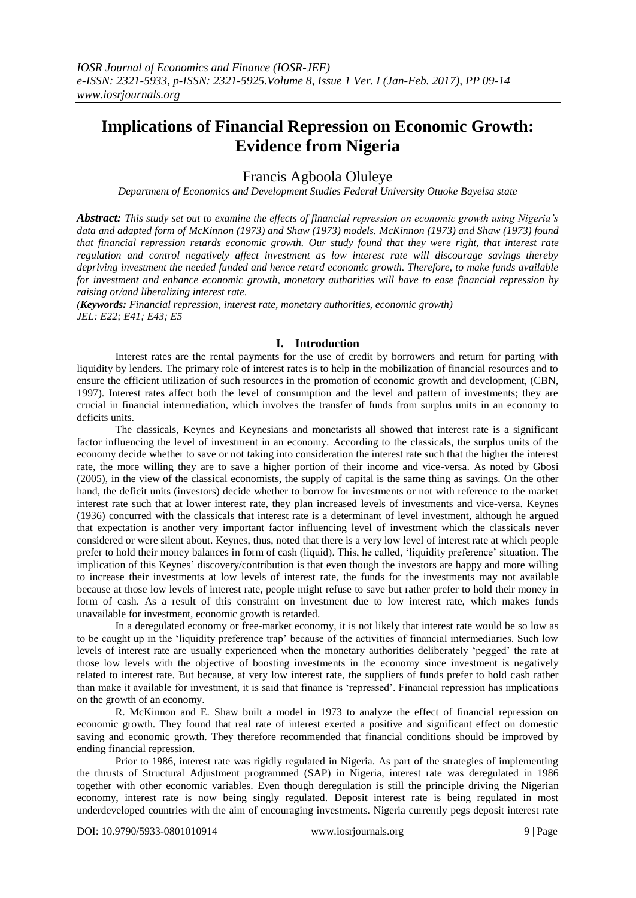# Implications of Financial Repression on Economic Growth: Evidence from Nigeria

Francis Agboola Oluleye

*Department of Economics and Development Studies Federal University Otuoke Bayelsa state*

***Abstract:*** *This study set out to examine the effects of financial repression on economic growth using Nigeria's data and adapted form of McKinnon (1973) and Shaw (1973) models. McKinnon (1973) and Shaw (1973) found that financial repression retards economic growth. Our study found that they were right, that interest rate regulation and control negatively affect investment as low interest rate will discourage savings thereby depriving investment the needed funded and hence retard economic growth. Therefore, to make funds available for investment and enhance economic growth, monetary authorities will have to ease financial repression by raising or/and liberalizing interest rate.*

*(**Keywords:** Financial repression, interest rate, monetary authorities, economic growth)*
*JEL: E22; E41; E43; E5*

## I. Introduction

Interest rates are the rental payments for the use of credit by borrowers and return for parting with liquidity by lenders. The primary role of interest rates is to help in the mobilization of financial resources and to ensure the efficient utilization of such resources in the promotion of economic growth and development, (CBN, 1997). Interest rates affect both the level of consumption and the level and pattern of investments; they are crucial in financial intermediation, which involves the transfer of funds from surplus units in an economy to deficits units.

The classicals, Keynes and Keynesians and monetarists all showed that interest rate is a significant factor influencing the level of investment in an economy. According to the classicals, the surplus units of the economy decide whether to save or not taking into consideration the interest rate such that the higher the interest rate, the more willing they are to save a higher portion of their income and vice-versa. As noted by Gbosi (2005), in the view of the classical economists, the supply of capital is the same thing as savings. On the other hand, the deficit units (investors) decide whether to borrow for investments or not with reference to the market interest rate such that at lower interest rate, they plan increased levels of investments and vice-versa. Keynes (1936) concurred with the classicals that interest rate is a determinant of level investment, although he argued that expectation is another very important factor influencing level of investment which the classicals never considered or were silent about. Keynes, thus, noted that there is a very low level of interest rate at which people prefer to hold their money balances in form of cash (liquid). This, he called, 'liquidity preference' situation. The implication of this Keynes' discovery/contribution is that even though the investors are happy and more willing to increase their investments at low levels of interest rate, the funds for the investments may not available because at those low levels of interest rate, people might refuse to save but rather prefer to hold their money in form of cash. As a result of this constraint on investment due to low interest rate, which makes funds unavailable for investment, economic growth is retarded.

In a deregulated economy or free-market economy, it is not likely that interest rate would be so low as to be caught up in the 'liquidity preference trap' because of the activities of financial intermediaries. Such low levels of interest rate are usually experienced when the monetary authorities deliberately 'pegged' the rate at those low levels with the objective of boosting investments in the economy since investment is negatively related to interest rate. But because, at very low interest rate, the suppliers of funds prefer to hold cash rather than make it available for investment, it is said that finance is 'repressed'. Financial repression has implications on the growth of an economy.

R. McKinnon and E. Shaw built a model in 1973 to analyze the effect of financial repression on economic growth. They found that real rate of interest exerted a positive and significant effect on domestic saving and economic growth. They therefore recommended that financial conditions should be improved by ending financial repression.

Prior to 1986, interest rate was rigidly regulated in Nigeria. As part of the strategies of implementing the thrusts of Structural Adjustment programmed (SAP) in Nigeria, interest rate was deregulated in 1986 together with other economic variables. Even though deregulation is still the principle driving the Nigerian economy, interest rate is now being singly regulated. Deposit interest rate is being regulated in most underdeveloped countries with the aim of encouraging investments. Nigeria currently pegs deposit interest rate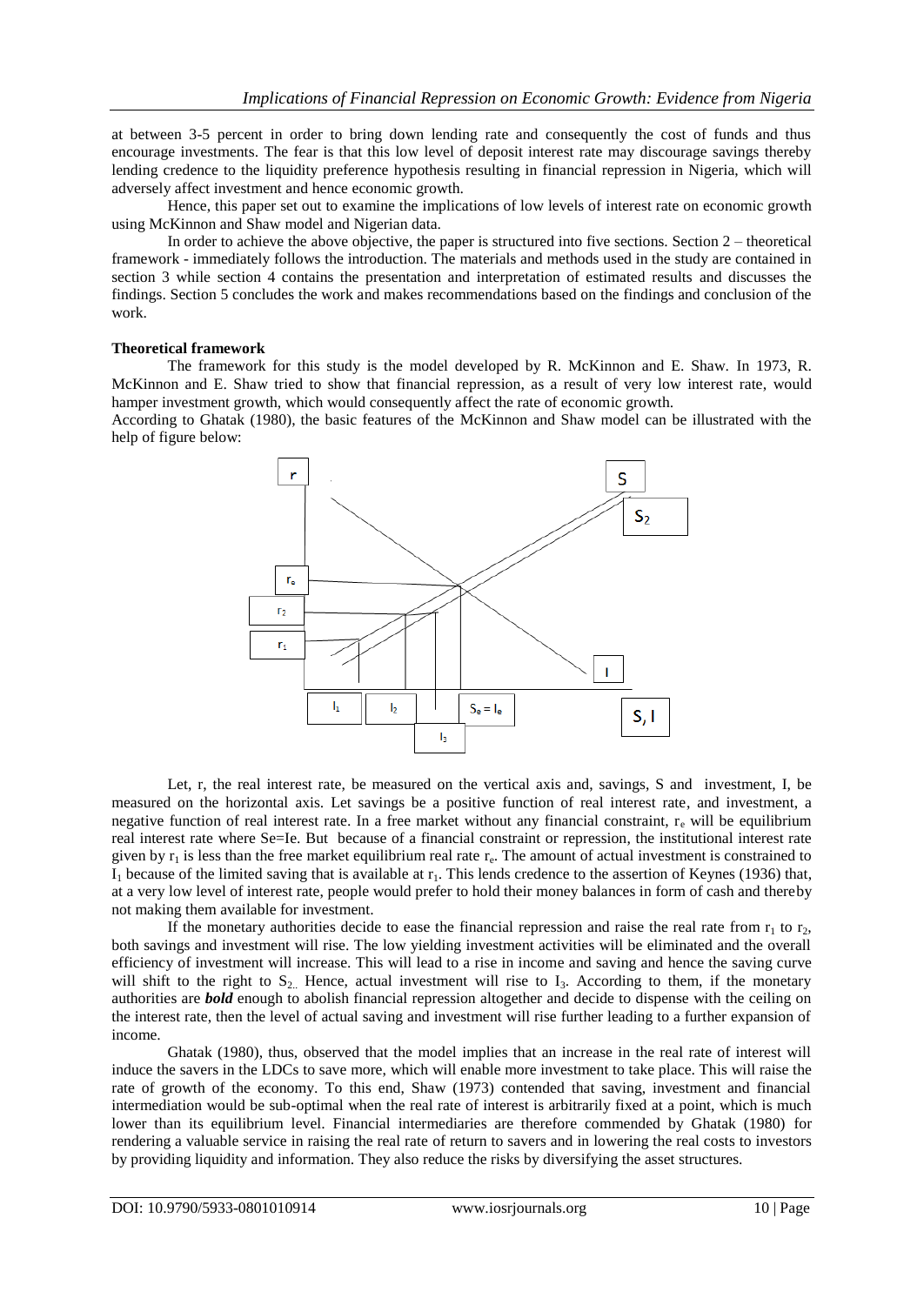at between 3-5 percent in order to bring down lending rate and consequently the cost of funds and thus encourage investments. The fear is that this low level of deposit interest rate may discourage savings thereby lending credence to the liquidity preference hypothesis resulting in financial repression in Nigeria, which will adversely affect investment and hence economic growth.

Hence, this paper set out to examine the implications of low levels of interest rate on economic growth using McKinnon and Shaw model and Nigerian data.

In order to achieve the above objective, the paper is structured into five sections. Section 2 – theoretical framework - immediately follows the introduction. The materials and methods used in the study are contained in section 3 while section 4 contains the presentation and interpretation of estimated results and discusses the findings. Section 5 concludes the work and makes recommendations based on the findings and conclusion of the work.

**Theoretical framework**

The framework for this study is the model developed by R. McKinnon and E. Shaw. In 1973, R. McKinnon and E. Shaw tried to show that financial repression, as a result of very low interest rate, would hamper investment growth, which would consequently affect the rate of economic growth.

According to Ghatak (1980), the basic features of the McKinnon and Shaw model can be illustrated with the help of figure below:

Let, r, the real interest rate, be measured on the vertical axis and, savings, S and investment, I, be measured on the horizontal axis. Let savings be a positive function of real interest rate, and investment, a negative function of real interest rate. In a free market without any financial constraint, $r_e$ will be equilibrium real interest rate where Se=Ie. But because of a financial constraint or repression, the institutional interest rate given by $r_1$ is less than the free market equilibrium real rate $r_e$. The amount of actual investment is constrained to $I_1$ because of the limited saving that is available at $r_1$. This lends credence to the assertion of Keynes (1936) that, at a very low level of interest rate, people would prefer to hold their money balances in form of cash and thereby not making them available for investment.

If the monetary authorities decide to ease the financial repression and raise the real rate from $r_1$ to $r_2$, both savings and investment will rise. The low yielding investment activities will be eliminated and the overall efficiency of investment will increase. This will lead to a rise in income and saving and hence the saving curve will shift to the right to $S_2$. Hence, actual investment will rise to $I_3$. According to them, if the monetary authorities are ***bold*** enough to abolish financial repression altogether and decide to dispense with the ceiling on the interest rate, then the level of actual saving and investment will rise further leading to a further expansion of income.

Ghatak (1980), thus, observed that the model implies that an increase in the real rate of interest will induce the savers in the LDCs to save more, which will enable more investment to take place. This will raise the rate of growth of the economy. To this end, Shaw (1973) contended that saving, investment and financial intermediation would be sub-optimal when the real rate of interest is arbitrarily fixed at a point, which is much lower than its equilibrium level. Financial intermediaries are therefore commended by Ghatak (1980) for rendering a valuable service in raising the real rate of return to savers and in lowering the real costs to investors by providing liquidity and information. They also reduce the risks by diversifying the asset structures.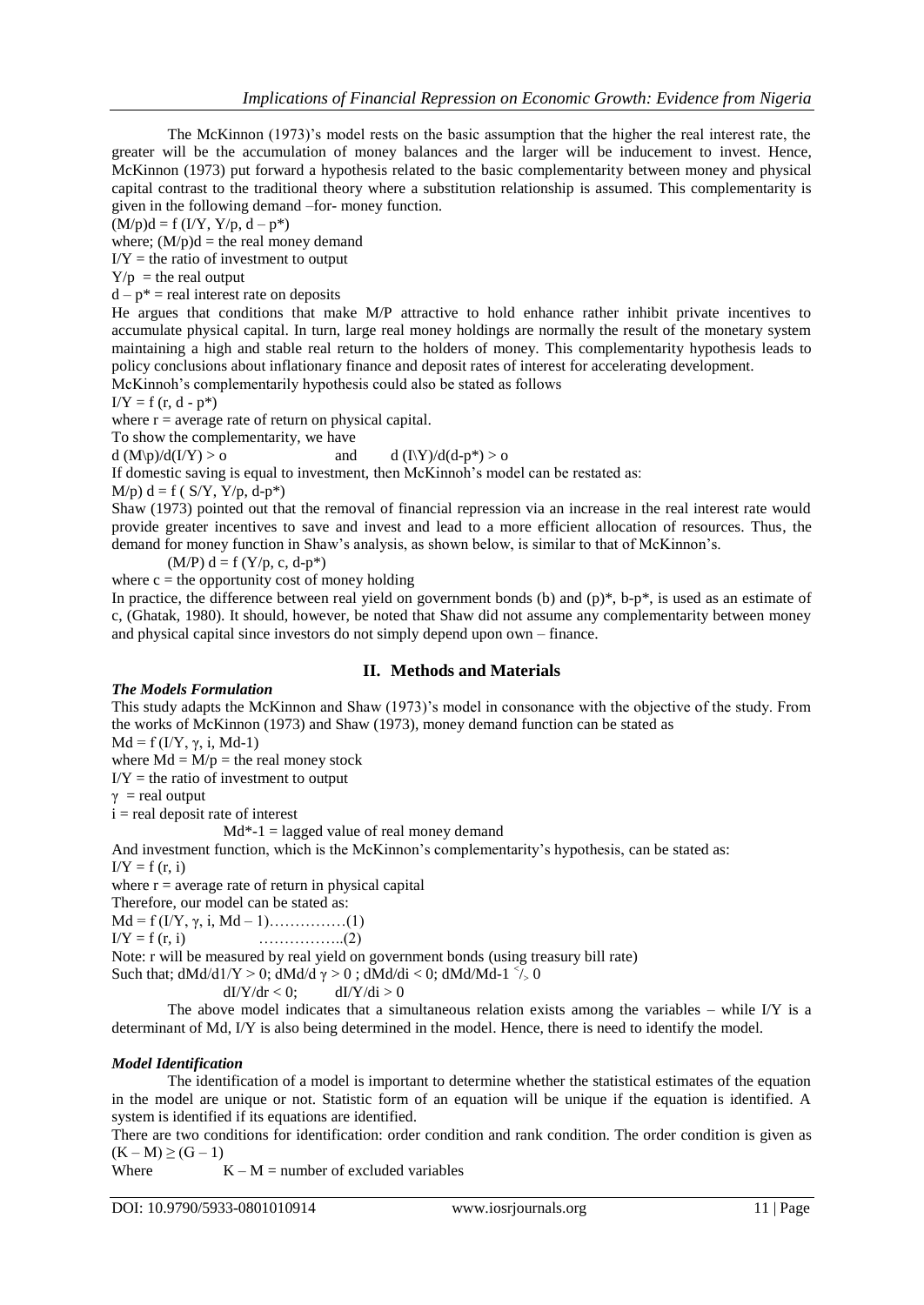The McKinnon (1973)'s model rests on the basic assumption that the higher the real interest rate, the greater will be the accumulation of money balances and the larger will be inducement to invest. Hence, McKinnon (1973) put forward a hypothesis related to the basic complementarity between money and physical capital contrast to the traditional theory where a substitution relationship is assumed. This complementarity is given in the following demand –for- money function.

$(M/p)d = f\,(I/Y,\ Y/p,\ d - p^*)$

where; $(M/p)d$ = the real money demand

$I/Y$ = the ratio of investment to output

$Y/p$ = the real output

$d - p^*$ = real interest rate on deposits

He argues that conditions that make M/P attractive to hold enhance rather inhibit private incentives to accumulate physical capital. In turn, large real money holdings are normally the result of the monetary system maintaining a high and stable real return to the holders of money. This complementarity hypothesis leads to policy conclusions about inflationary finance and deposit rates of interest for accelerating development.

McKinnoh's complementarily hypothesis could also be stated as follows

$I/Y = f\,(r,\ d - p^*)$

where r = average rate of return on physical capital.

To show the complementarity, we have

$d\,(M\backslash p)/d(I/Y) > o$ and $d\,(I\backslash Y)/d(d-p^*) > o$

If domestic saving is equal to investment, then McKinnoh's model can be restated as:

$M/p)\,d = f\,(S/Y,\ Y/p,\ d-p^*)$

Shaw (1973) pointed out that the removal of financial repression via an increase in the real interest rate would provide greater incentives to save and invest and lead to a more efficient allocation of resources. Thus, the demand for money function in Shaw's analysis, as shown below, is similar to that of McKinnon's.

$(M/P)\,d = f\,(Y/p,\ c,\ d-p^*)$

where c = the opportunity cost of money holding

In practice, the difference between real yield on government bonds (b) and (p)*, b-p*, is used as an estimate of c, (Ghatak, 1980). It should, however, be noted that Shaw did not assume any complementarity between money and physical capital since investors do not simply depend upon own – finance.

## II. Methods and Materials

### *The Models Formulation*

This study adapts the McKinnon and Shaw (1973)'s model in consonance with the objective of the study. From the works of McKinnon (1973) and Shaw (1973), money demand function can be stated as

$Md = f\,(I/Y,\ \gamma,\ i,\ Md\text{-}1)$

where $Md = M/p$ = the real money stock

$I/Y$ = the ratio of investment to output

$\gamma$ = real output

$i$ = real deposit rate of interest

$Md^*\text{-}1$ = lagged value of real money demand

And investment function, which is the McKinnon's complementarity's hypothesis, can be stated as:

$I/Y = f\,(r,\ i)$

where r = average rate of return in physical capital

Therefore, our model can be stated as:

$Md = f\,(I/Y,\ \gamma,\ i,\ Md - 1)$……………(1)

$I/Y = f\,(r,\ i)$ ……………..(2)

Note: r will be measured by real yield on government bonds (using treasury bill rate)

Such that; $dMd/d1/Y > 0$; $dMd/d\,\gamma > 0$ ; $dMd/di < 0$; $dMd/Md\text{-}1 \lessgtr 0$

$dI/Y/dr < 0$; $dI/Y/di > 0$

The above model indicates that a simultaneous relation exists among the variables – while I/Y is a determinant of Md, I/Y is also being determined in the model. Hence, there is need to identify the model.

### *Model Identification*

The identification of a model is important to determine whether the statistical estimates of the equation in the model are unique or not. Statistic form of an equation will be unique if the equation is identified. A system is identified if its equations are identified.

There are two conditions for identification: order condition and rank condition. The order condition is given as $(K - M) \geq (G - 1)$

Where $K - M$ = number of excluded variables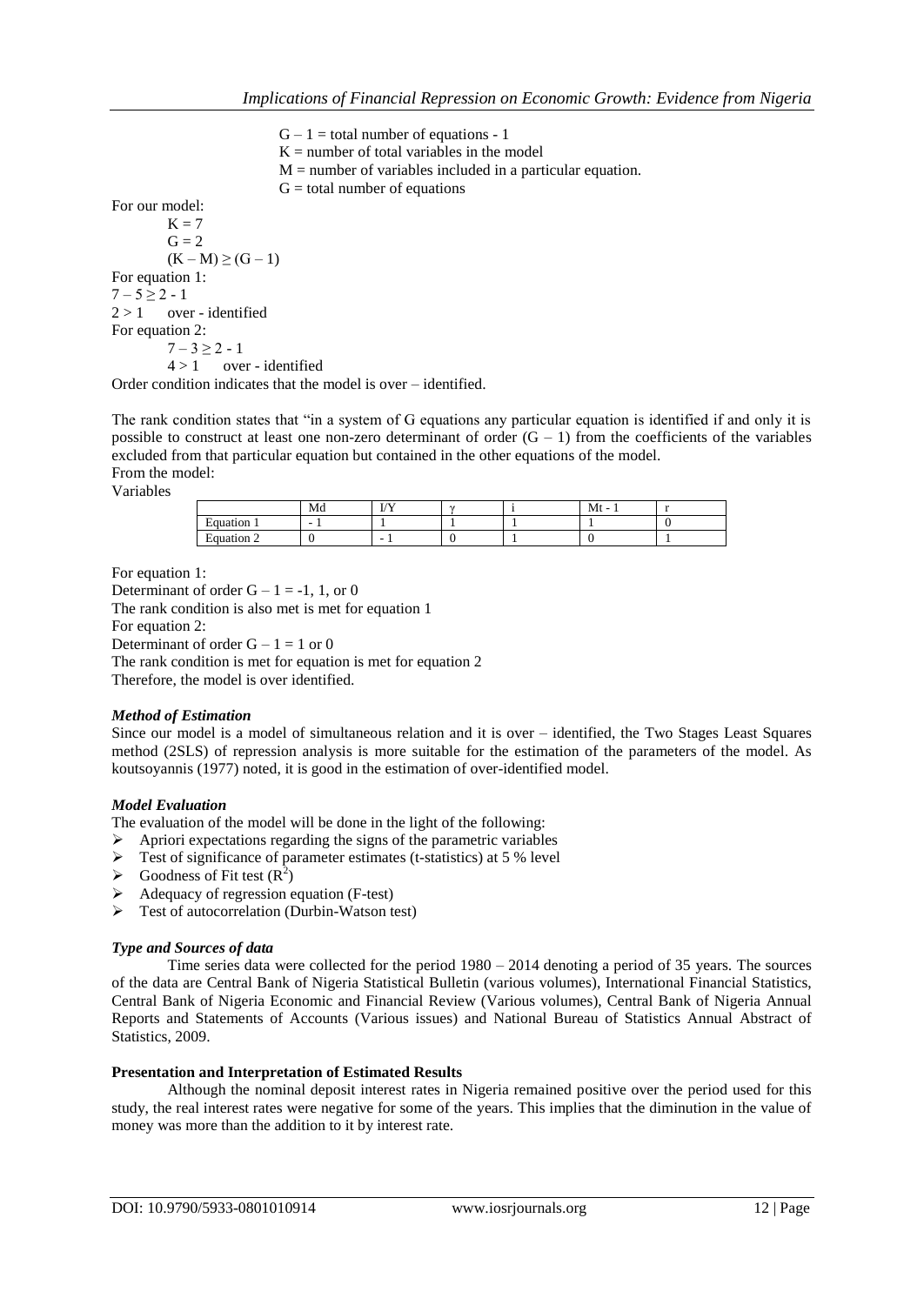$G - 1$ = total number of equations - 1

$K$ = number of total variables in the model

$M$ = number of variables included in a particular equation.

$G$ = total number of equations

For our model:

$K = 7$

$G = 2$

$(K - M) \geq (G - 1)$

For equation 1:

$7 - 5 \geq 2 - 1$

$2 > 1$ over - identified

For equation 2:

$7 - 3 \geq 2 - 1$

$4 > 1$ over - identified

Order condition indicates that the model is over – identified.

The rank condition states that "in a system of G equations any particular equation is identified if and only it is possible to construct at least one non-zero determinant of order $(G - 1)$ from the coefficients of the variables excluded from that particular equation but contained in the other equations of the model.

From the model:

Variables

| | Md | I/Y | γ | i | Mt - 1 | r |
|---|---|---|---|---|---|---|
| Equation 1 | - 1 | 1 | 1 | 1 | 1 | 0 |
| Equation 2 | 0 | - 1 | 0 | 1 | 0 | 1 |

For equation 1:

Determinant of order $G - 1 = -1, 1$, or 0

The rank condition is also met is met for equation 1

For equation 2:

Determinant of order $G - 1 = 1$ or 0

The rank condition is met for equation is met for equation 2

Therefore, the model is over identified.

### *Method of Estimation*

Since our model is a model of simultaneous relation and it is over – identified, the Two Stages Least Squares method (2SLS) of repression analysis is more suitable for the estimation of the parameters of the model. As koutsoyannis (1977) noted, it is good in the estimation of over-identified model.

### *Model Evaluation*

The evaluation of the model will be done in the light of the following:

- Apriori expectations regarding the signs of the parametric variables
- Test of significance of parameter estimates (t-statistics) at 5 % level
- Goodness of Fit test ($R^2$)
- Adequacy of regression equation (F-test)
- Test of autocorrelation (Durbin-Watson test)

### *Type and Sources of data*

Time series data were collected for the period 1980 – 2014 denoting a period of 35 years. The sources of the data are Central Bank of Nigeria Statistical Bulletin (various volumes), International Financial Statistics, Central Bank of Nigeria Economic and Financial Review (Various volumes), Central Bank of Nigeria Annual Reports and Statements of Accounts (Various issues) and National Bureau of Statistics Annual Abstract of Statistics, 2009.

### **Presentation and Interpretation of Estimated Results**

Although the nominal deposit interest rates in Nigeria remained positive over the period used for this study, the real interest rates were negative for some of the years. This implies that the diminution in the value of money was more than the addition to it by interest rate.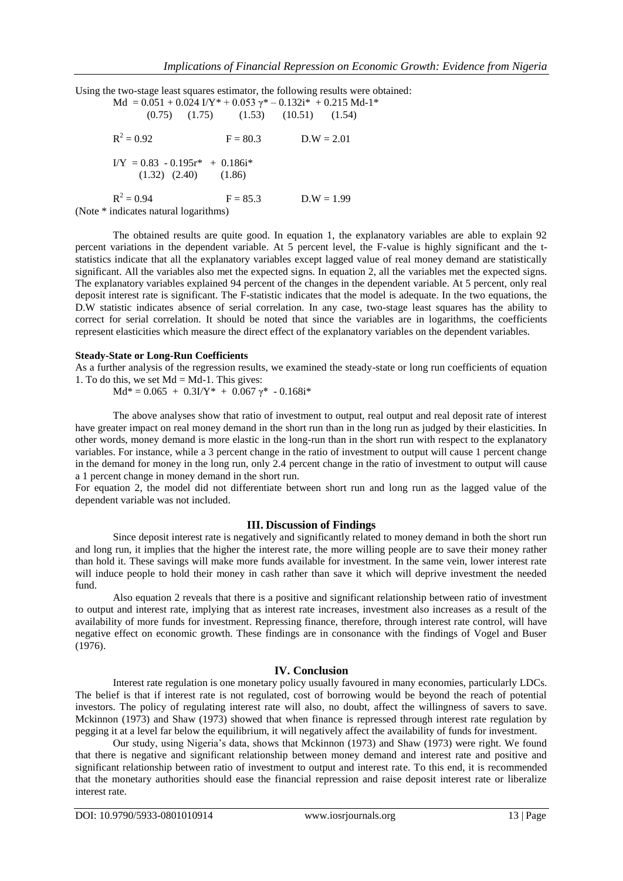Using the two-stage least squares estimator, the following results were obtained:

$$Md = 0.051 + 0.024\, I/Y^* + 0.053\, \gamma^* - 0.132 i^* + 0.215\, Md\text{-}1^*$$
$$(0.75) \quad (1.75) \quad (1.53) \quad (10.51) \quad (1.54)$$

$R^2 = 0.92$ $\quad$ $F = 80.3$ $\quad$ $D.W = 2.01$

$$I/Y = 0.83 - 0.195 r^* + 0.186 i^*$$
$$(1.32) \quad (2.40) \quad (1.86)$$

$R^2 = 0.94$ $\quad$ $F = 85.3$ $\quad$ $D.W = 1.99$

(Note * indicates natural logarithms)

The obtained results are quite good. In equation 1, the explanatory variables are able to explain 92 percent variations in the dependent variable. At 5 percent level, the F-value is highly significant and the t-statistics indicate that all the explanatory variables except lagged value of real money demand are statistically significant. All the variables also met the expected signs. In equation 2, all the variables met the expected signs. The explanatory variables explained 94 percent of the changes in the dependent variable. At 5 percent, only real deposit interest rate is significant. The F-statistic indicates that the model is adequate. In the two equations, the D.W statistic indicates absence of serial correlation. In any case, two-stage least squares has the ability to correct for serial correlation. It should be noted that since the variables are in logarithms, the coefficients represent elasticities which measure the direct effect of the explanatory variables on the dependent variables.

**Steady-State or Long-Run Coefficients**

As a further analysis of the regression results, we examined the steady-state or long run coefficients of equation 1. To do this, we set Md = Md-1. This gives:

$$Md^* = 0.065 + 0.3 I/Y^* + 0.067\, \gamma^* - 0.168 i^*$$

The above analyses show that ratio of investment to output, real output and real deposit rate of interest have greater impact on real money demand in the short run than in the long run as judged by their elasticities. In other words, money demand is more elastic in the long-run than in the short run with respect to the explanatory variables. For instance, while a 3 percent change in the ratio of investment to output will cause 1 percent change in the demand for money in the long run, only 2.4 percent change in the ratio of investment to output will cause a 1 percent change in money demand in the short run.

For equation 2, the model did not differentiate between short run and long run as the lagged value of the dependent variable was not included.

## III. Discussion of Findings

Since deposit interest rate is negatively and significantly related to money demand in both the short run and long run, it implies that the higher the interest rate, the more willing people are to save their money rather than hold it. These savings will make more funds available for investment. In the same vein, lower interest rate will induce people to hold their money in cash rather than save it which will deprive investment the needed fund.

Also equation 2 reveals that there is a positive and significant relationship between ratio of investment to output and interest rate, implying that as interest rate increases, investment also increases as a result of the availability of more funds for investment. Repressing finance, therefore, through interest rate control, will have negative effect on economic growth. These findings are in consonance with the findings of Vogel and Buser (1976).

## IV. Conclusion

Interest rate regulation is one monetary policy usually favoured in many economies, particularly LDCs. The belief is that if interest rate is not regulated, cost of borrowing would be beyond the reach of potential investors. The policy of regulating interest rate will also, no doubt, affect the willingness of savers to save. Mckinnon (1973) and Shaw (1973) showed that when finance is repressed through interest rate regulation by pegging it at a level far below the equilibrium, it will negatively affect the availability of funds for investment.

Our study, using Nigeria's data, shows that Mckinnon (1973) and Shaw (1973) were right. We found that there is negative and significant relationship between money demand and interest rate and positive and significant relationship between ratio of investment to output and interest rate. To this end, it is recommended that the monetary authorities should ease the financial repression and raise deposit interest rate or liberalize interest rate.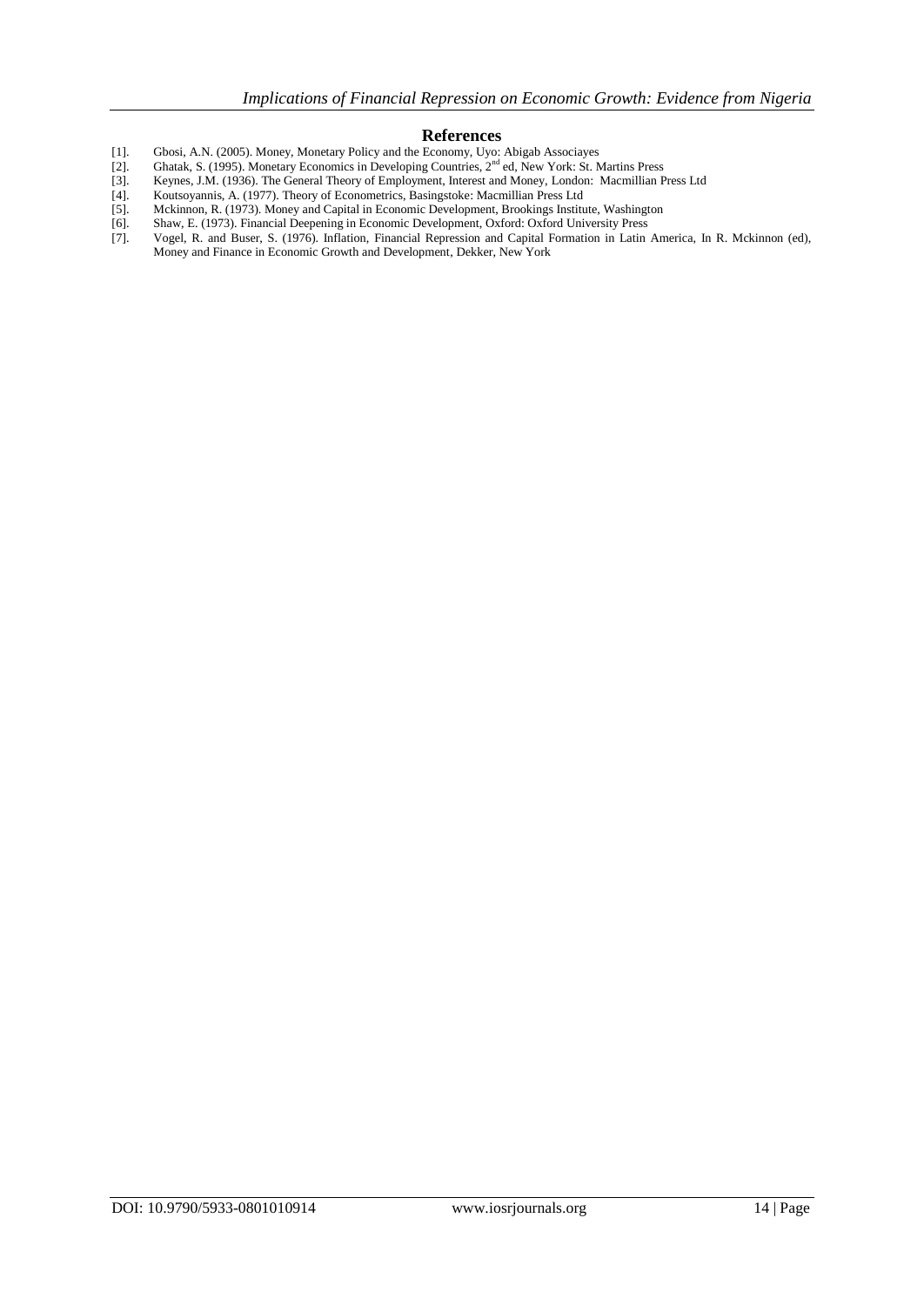## References

[1]. Gbosi, A.N. (2005). Money, Monetary Policy and the Economy, Uyo: Abigab Associayes

[2]. Ghatak, S. (1995). Monetary Economics in Developing Countries, 2nd ed, New York: St. Martins Press

[3]. Keynes, J.M. (1936). The General Theory of Employment, Interest and Money, London: Macmillian Press Ltd

[4]. Koutsoyannis, A. (1977). Theory of Econometrics, Basingstoke: Macmillian Press Ltd

[5]. Mckinnon, R. (1973). Money and Capital in Economic Development, Brookings Institute, Washington

[6]. Shaw, E. (1973). Financial Deepening in Economic Development, Oxford: Oxford University Press

[7]. Vogel, R. and Buser, S. (1976). Inflation, Financial Repression and Capital Formation in Latin America, In R. Mckinnon (ed), Money and Finance in Economic Growth and Development, Dekker, New York